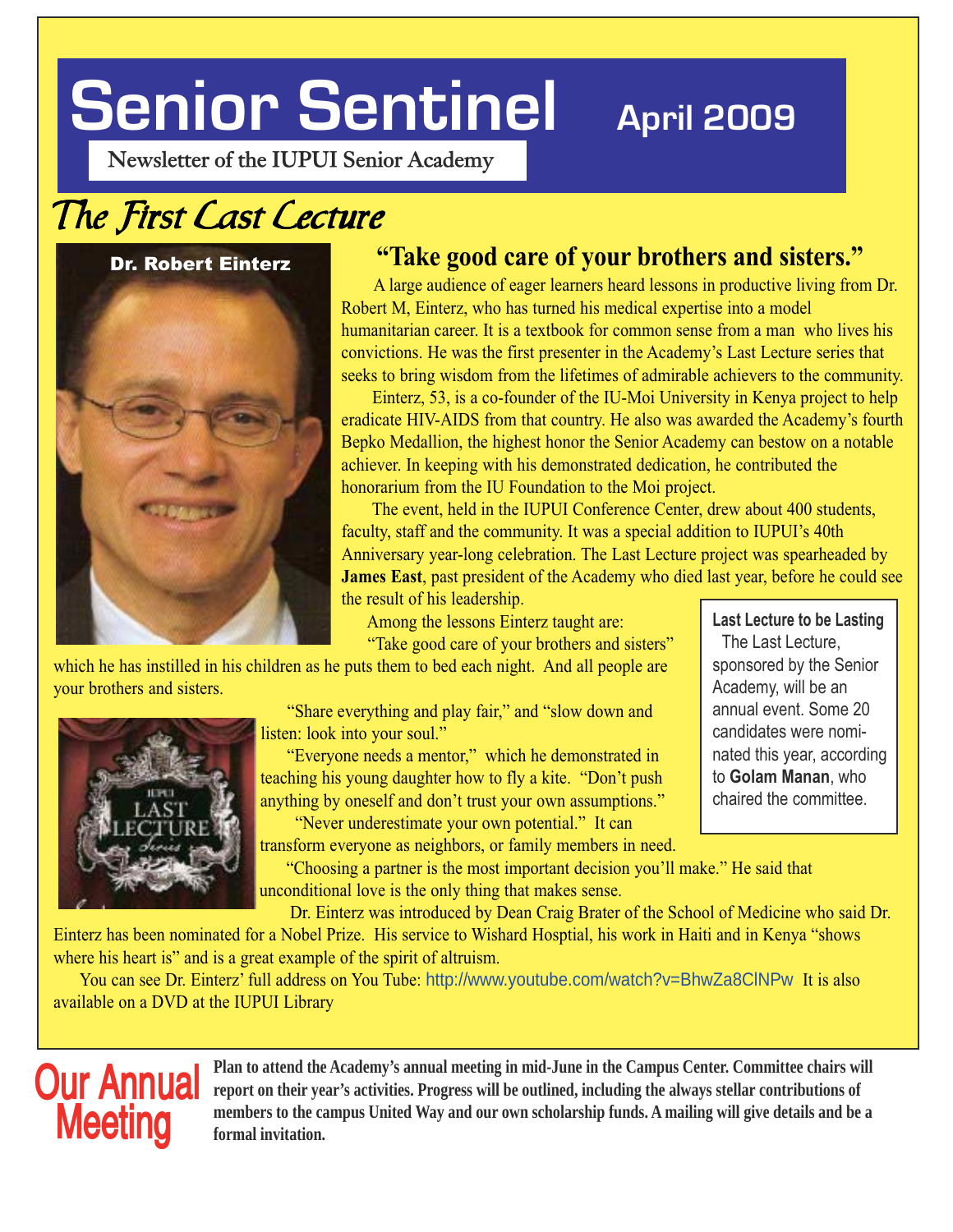# Senior Sentinel April 2009

**Newsletter of the IUPUI Senior Academy**

## *The First Last Lecture*

Dr. Robert Einterz

### "Take good care of your brothers and sisters."

A large audience of eager learners heard lessons in productive living from Dr. Robert M, Einterz, who has turned his medical expertise into a model humanitarian career. It is a textbook for common sense from a man who lives his convictions. He was the first presenter in the Academy's Last Lecture series that seeks to bring wisdom from the lifetimes of admirable achievers to the community.

Einterz, 53, is a co-founder of the IU-Moi University in Kenya project to help eradicate HIV-AIDS from that country. He also was awarded the Academy's fourth Bepko Medallion, the highest honor the Senior Academy can bestow on a notable achiever. In keeping with his demonstrated dedication, he contributed the honorarium from the IU Foundation to the Moi project.

The event, held in the IUPUI Conference Center, drew about 400 students, faculty, staff and the community. It was a special addition to IUPUI's 40th Anniversary year-long celebration. The Last Lecture project was spearheaded by **James East**, past president of the Academy who died last year, before he could see the result of his leadership.

Among the lessons Einterz taught are:

"Take good care of your brothers and sisters" which he has instilled in his children as he puts them to bed each night. And all people are your brothers and sisters.

"Share everything and play fair," and "slow down and listen: look into your soul."

"Everyone needs a mentor," which he demonstrated in teaching his young daughter how to fly a kite. "Don't push anything by oneself and don't trust your own assumptions."

"Never underestimate your own potential." It can transform everyone as neighbors, or family members in need.

"Choosing a partner is the most important decision you'll make." He said that unconditional love is the only thing that makes sense.

Dr. Einterz was introduced by Dean Craig Brater of the School of Medicine who said Dr. Einterz has been nominated for a Nobel Prize. His service to Wishard Hosptial, his work in Haiti and in Kenya "shows where his heart is" and is a great example of the spirit of altruism.

You can see Dr. Einterz' full address on You Tube: http://www.youtube.com/watch?v=BhwZa8ClNPw It is also available on a DVD at the IUPUI Library

> **Last Lecture to be Lasting**
>
> The Last Lecture, sponsored by the Senior Academy, will be an annual event. Some 20 candidates were nominated this year, according to **Golam Manan**, who chaired the committee.

## Our Annual Meeting

**Plan to attend the Academy's annual meeting in mid-June in the Campus Center. Committee chairs will report on their year's activities. Progress will be outlined, including the always stellar contributions of members to the campus United Way and our own scholarship funds. A mailing will give details and be a formal invitation.**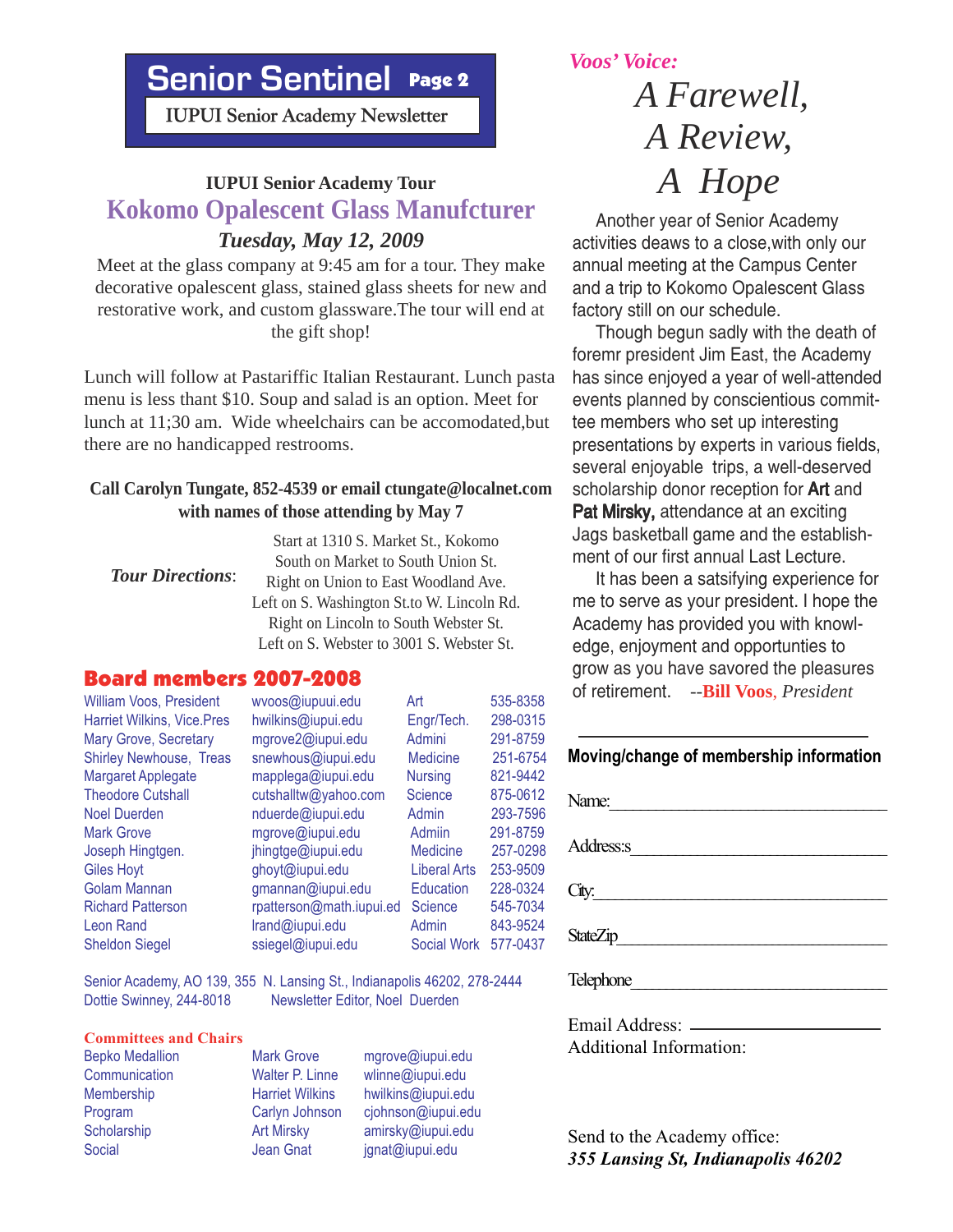# Senior Sentinel

IUPUI Senior Academy Newsletter

### IUPUI Senior Academy Tour

## Kokomo Opalescent Glass Manufcturer

***Tuesday, May 12, 2009***

Meet at the glass company at 9:45 am for a tour. They make decorative opalescent glass, stained glass sheets for new and restorative work, and custom glassware.The tour will end at the gift shop!

Lunch will follow at Pastariffic Italian Restaurant. Lunch pasta menu is less thant $10. Soup and salad is an option. Meet for lunch at 11;30 am. Wide wheelchairs can be accomodated,but there are no handicapped restrooms.

**Call Carolyn Tungate, 852-4539 or email ctungate@localnet.com with names of those attending by May 7**

***Tour Directions***:

Start at 1310 S. Market St., Kokomo
South on Market to South Union St.
Right on Union to East Woodland Ave.
Left on S. Washington St.to W. Lincoln Rd.
Right on Lincoln to South Webster St.
Left on S. Webster to 3001 S. Webster St.

## Board members 2007-2008

| Name | Email | Area | Phone |
|---|---|---|---|
| William Voos, President | wvoos@iupuui.edu | Art | 535-8358 |
| Harriet Wilkins, Vice.Pres | hwilkins@iupui.edu | Engr/Tech. | 298-0315 |
| Mary Grove, Secretary | mgrove2@iupui.edu | Admini | 291-8759 |
| Shirley Newhouse, Treas | snewhous@iupui.edu | Medicine | 251-6754 |
| Margaret Applegate | mapplega@iupui.edu | Nursing | 821-9442 |
| Theodore Cutshall | cutshalltw@yahoo.com | Science | 875-0612 |
| Noel Duerden | nduerde@iupui.edu | Admin | 293-7596 |
| Mark Grove | mgrove@iupui.edu | Admiin | 291-8759 |
| Joseph Hingtgen. | jhingtge@iupui.edu | Medicine | 257-0298 |
| Giles Hoyt | ghoyt@iupui.edu | Liberal Arts | 253-9509 |
| Golam Mannan | gmannan@iupui.edu | Education | 228-0324 |
| Richard Patterson | rpatterson@math.iupui.ed | Science | 545-7034 |
| Leon Rand | lrand@iupui.edu | Admin | 843-9524 |
| Sheldon Siegel | ssiegel@iupui.edu | Social Work | 577-0437 |

Senior Academy, AO 139, 355 N. Lansing St., Indianapolis 46202, 278-2444
Dottie Swinney, 244-8018 Newsletter Editor, Noel Duerden

### Committees and Chairs

| Committee | Chair | Email |
|---|---|---|
| Bepko Medallion | Mark Grove | mgrove@iupui.edu |
| Communication | Walter P. Linne | wlinne@iupui.edu |
| Membership | Harriet Wilkins | hwilkins@iupui.edu |
| Program | Carlyn Johnson | cjohnson@iupui.edu |
| Scholarship | Art Mirsky | amirsky@iupui.edu |
| Social | Jean Gnat | jgnat@iupui.edu |

*Voos' Voice:*

## *A Farewell, A Review, A Hope*

Another year of Senior Academy activities deaws to a close,with only our annual meeting at the Campus Center and a trip to Kokomo Opalescent Glass factory still on our schedule.

Though begun sadly with the death of foremr president Jim East, the Academy has since enjoyed a year of well-attended events planned by conscientious committee members who set up interesting presentations by experts in various fields, several enjoyable trips, a well-deserved scholarship donor reception for **Art** and **Pat Mirsky,** attendance at an exciting Jags basketball game and the establishment of our first annual Last Lecture.

It has been a satsifying experience for me to serve as your president. I hope the Academy has provided you with knowledge, enjoyment and opportunties to grow as you have savored the pleasures of retirement. --**Bill Voos**, *President*

---

**Moving/change of membership information**

Name:\_\_\_\_\_\_\_\_\_\_\_\_\_\_\_\_\_\_\_\_\_\_\_\_\_\_\_\_

Address:s\_\_\_\_\_\_\_\_\_\_\_\_\_\_\_\_\_\_\_\_\_\_\_\_\_\_

City:\_\_\_\_\_\_\_\_\_\_\_\_\_\_\_\_\_\_\_\_\_\_\_\_\_\_\_\_\_

StateZip\_\_\_\_\_\_\_\_\_\_\_\_\_\_\_\_\_\_\_\_\_\_\_\_\_\_

Telephone\_\_\_\_\_\_\_\_\_\_\_\_\_\_\_\_\_\_\_\_\_\_\_\_\_

Email Address: \_\_\_\_\_\_\_\_\_\_\_\_\_\_\_\_

Additional Information:

Send to the Academy office:
***355 Lansing St, Indianapolis 46202***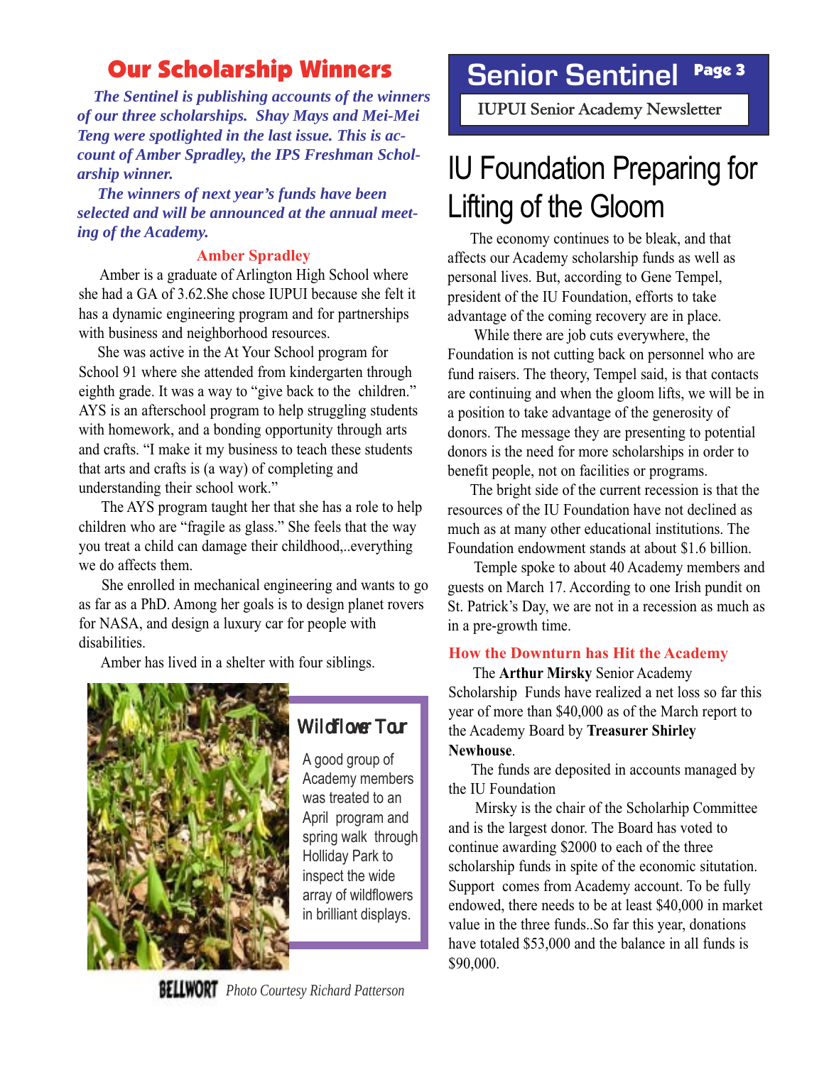## Our Scholarship Winners

***The Sentinel is publishing accounts of the winners of our three scholarships. Shay Mays and Mei-Mei Teng were spotlighted in the last issue. This is account of Amber Spradley, the IPS Freshman Scholarship winner.***

***The winners of next year's funds have been selected and will be announced at the annual meeting of the Academy.***

### Amber Spradley

Amber is a graduate of Arlington High School where she had a GA of 3.62.She chose IUPUI because she felt it has a dynamic engineering program and for partnerships with business and neighborhood resources.

She was active in the At Your School program for School 91 where she attended from kindergarten through eighth grade. It was a way to "give back to the children." AYS is an afterschool program to help struggling students with homework, and a bonding opportunity through arts and crafts. "I make it my business to teach these students that arts and crafts is (a way) of completing and understanding their school work."

The AYS program taught her that she has a role to help children who are "fragile as glass." She feels that the way you treat a child can damage their childhood,..everything we do affects them.

She enrolled in mechanical engineering and wants to go as far as a PhD. Among her goals is to design planet rovers for NASA, and design a luxury car for people with disabilities.

Amber has lived in a shelter with four siblings.

### Wildflower Tour

A good group of Academy members was treated to an April program and spring walk through Holliday Park to inspect the wide array of wildflowers in brilliant displays.

**BELLWORT** *Photo Courtesy Richard Patterson*

# Senior Sentinel

IUPUI Senior Academy Newsletter

# IU Foundation Preparing for Lifting of the Gloom

The economy continues to be bleak, and that affects our Academy scholarship funds as well as personal lives. But, according to Gene Tempel, president of the IU Foundation, efforts to take advantage of the coming recovery are in place.

While there are job cuts everywhere, the Foundation is not cutting back on personnel who are fund raisers. The theory, Tempel said, is that contacts are continuing and when the gloom lifts, we will be in a position to take advantage of the generosity of donors. The message they are presenting to potential donors is the need for more scholarships in order to benefit people, not on facilities or programs.

The bright side of the current recession is that the resources of the IU Foundation have not declined as much as at many other educational institutions. The Foundation endowment stands at about $1.6 billion.

Temple spoke to about 40 Academy members and guests on March 17. According to one Irish pundit on St. Patrick's Day, we are not in a recession as much as in a pre-growth time.

### How the Downturn has Hit the Academy

The **Arthur Mirsky** Senior Academy Scholarship Funds have realized a net loss so far this year of more than $40,000 as of the March report to the Academy Board by **Treasurer Shirley Newhouse**.

The funds are deposited in accounts managed by the IU Foundation

Mirsky is the chair of the Scholarhip Committee and is the largest donor. The Board has voted to continue awarding $2000 to each of the three scholarship funds in spite of the economic situtation. Support comes from Academy account. To be fully endowed, there needs to be at least $40,000 in market value in the three funds..So far this year, donations have totaled $53,000 and the balance in all funds is $90,000.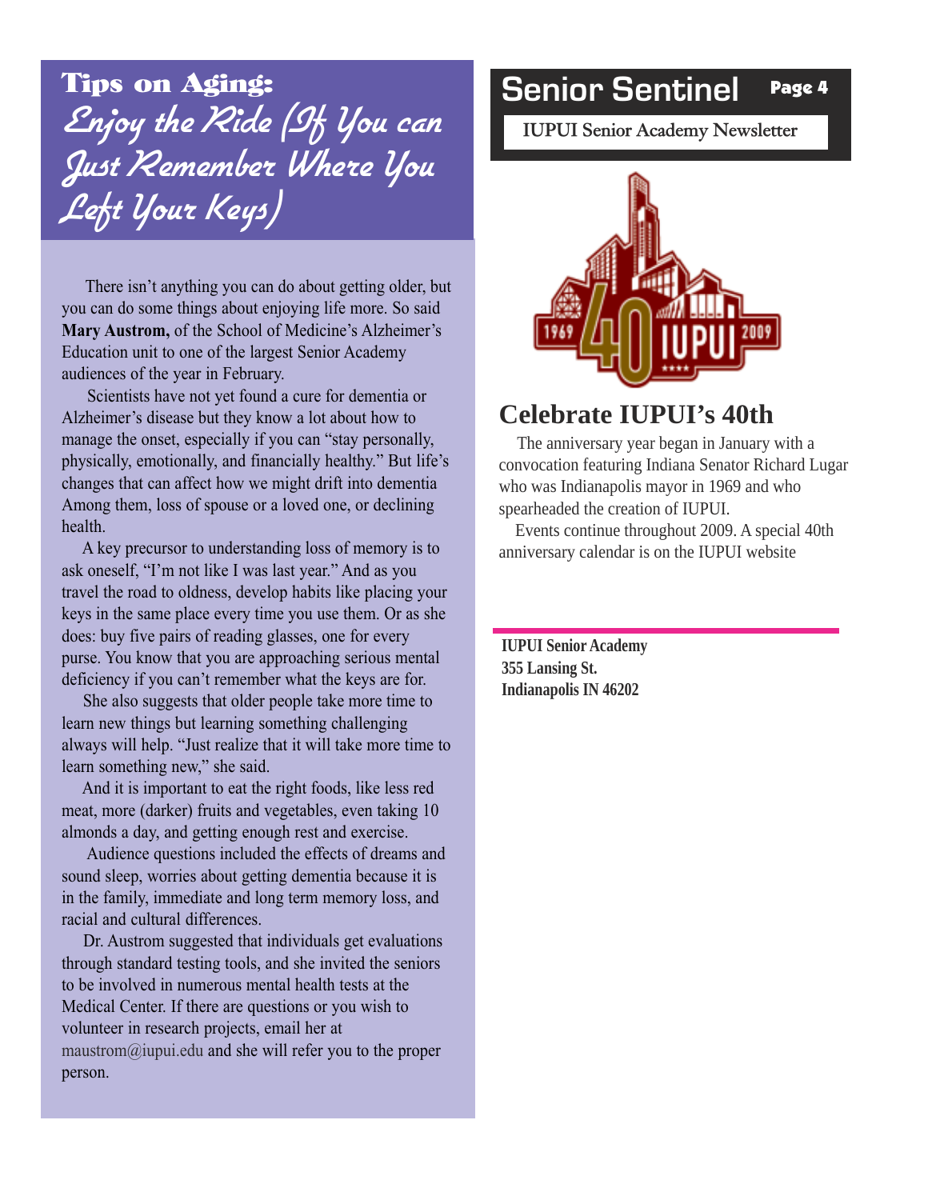## Tips on Aging:

## *Enjoy the Ride (If You can Just Remember Where You Left Your Keys)*

There isn't anything you can do about getting older, but you can do some things about enjoying life more. So said **Mary Austrom,** of the School of Medicine's Alzheimer's Education unit to one of the largest Senior Academy audiences of the year in February.

Scientists have not yet found a cure for dementia or Alzheimer's disease but they know a lot about how to manage the onset, especially if you can "stay personally, physically, emotionally, and financially healthy." But life's changes that can affect how we might drift into dementia Among them, loss of spouse or a loved one, or declining health.

A key precursor to understanding loss of memory is to ask oneself, "I'm not like I was last year." And as you travel the road to oldness, develop habits like placing your keys in the same place every time you use them. Or as she does: buy five pairs of reading glasses, one for every purse. You know that you are approaching serious mental deficiency if you can't remember what the keys are for.

She also suggests that older people take more time to learn new things but learning something challenging always will help. "Just realize that it will take more time to learn something new," she said.

And it is important to eat the right foods, like less red meat, more (darker) fruits and vegetables, even taking 10 almonds a day, and getting enough rest and exercise.

Audience questions included the effects of dreams and sound sleep, worries about getting dementia because it is in the family, immediate and long term memory loss, and racial and cultural differences.

Dr. Austrom suggested that individuals get evaluations through standard testing tools, and she invited the seniors to be involved in numerous mental health tests at the Medical Center. If there are questions or you wish to volunteer in research projects, email her at maustrom@iupui.edu and she will refer you to the proper person.

## Celebrate IUPUI's 40th

The anniversary year began in January with a convocation featuring Indiana Senator Richard Lugar who was Indianapolis mayor in 1969 and who spearheaded the creation of IUPUI.

Events continue throughout 2009. A special 40th anniversary calendar is on the IUPUI website

**IUPUI Senior Academy**
**355 Lansing St.**
**Indianapolis IN 46202**